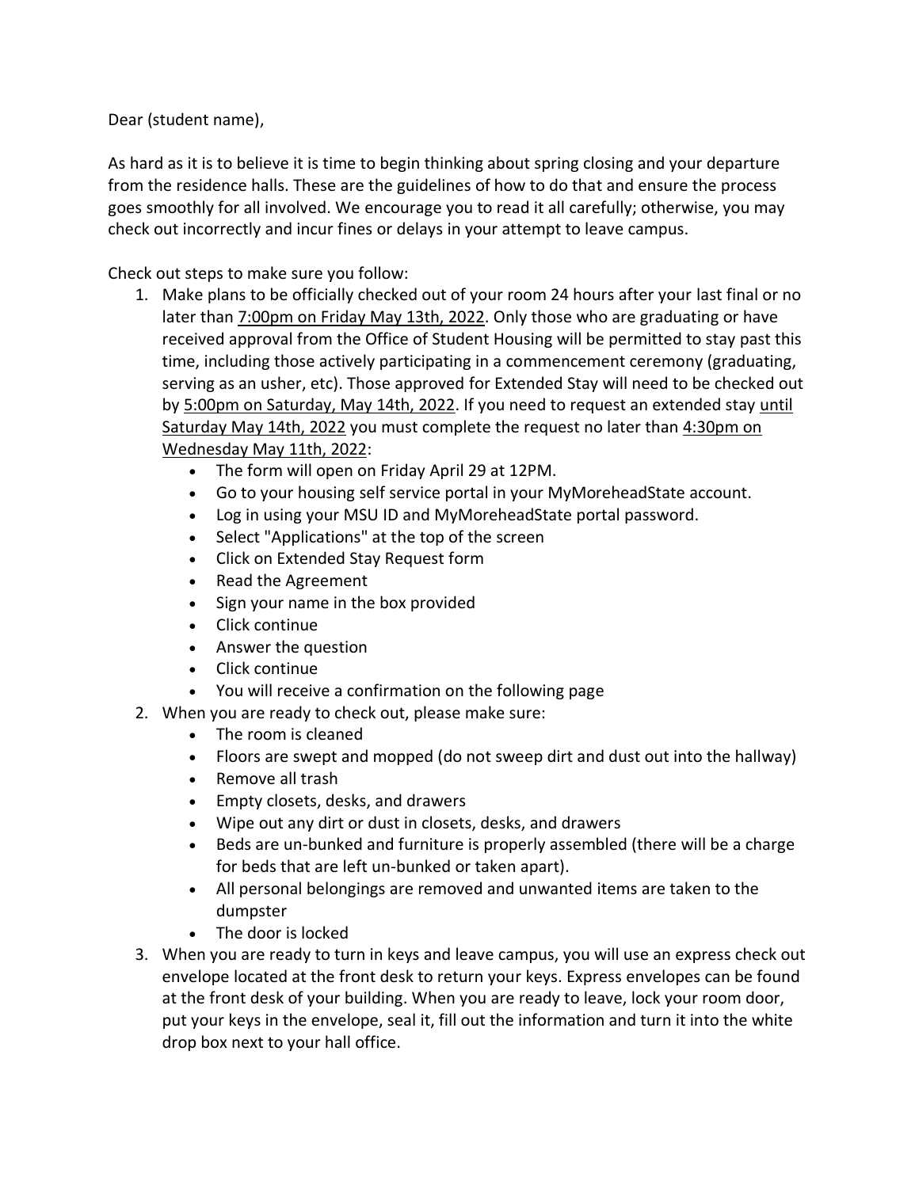Dear (student name),

As hard as it is to believe it is time to begin thinking about spring closing and your departure from the residence halls. These are the guidelines of how to do that and ensure the process goes smoothly for all involved. We encourage you to read it all carefully; otherwise, you may check out incorrectly and incur fines or delays in your attempt to leave campus.

Check out steps to make sure you follow:

1. Make plans to be officially checked out of your room 24 hours after your last final or no later than <u>7:00pm on Friday May 13th, 2022</u>. Only those who are graduating or have received approval from the Office of Student Housing will be permitted to stay past this time, including those actively participating in a commencement ceremony (graduating, serving as an usher, etc). Those approved for Extended Stay will need to be checked out by <u>5:00pm on Saturday, May 14th, 2022</u>. If you need to request an extended stay <u>until Saturday May 14th, 2022</u> you must complete the request no later than <u>4:30pm on Wednesday May 11th, 2022</u>:
   - The form will open on Friday April 29 at 12PM.
   - Go to your housing self service portal in your MyMoreheadState account.
   - Log in using your MSU ID and MyMoreheadState portal password.
   - Select "Applications" at the top of the screen
   - Click on Extended Stay Request form
   - Read the Agreement
   - Sign your name in the box provided
   - Click continue
   - Answer the question
   - Click continue
   - You will receive a confirmation on the following page
2. When you are ready to check out, please make sure:
   - The room is cleaned
   - Floors are swept and mopped (do not sweep dirt and dust out into the hallway)
   - Remove all trash
   - Empty closets, desks, and drawers
   - Wipe out any dirt or dust in closets, desks, and drawers
   - Beds are un-bunked and furniture is properly assembled (there will be a charge for beds that are left un-bunked or taken apart).
   - All personal belongings are removed and unwanted items are taken to the dumpster
   - The door is locked
3. When you are ready to turn in keys and leave campus, you will use an express check out envelope located at the front desk to return your keys. Express envelopes can be found at the front desk of your building. When you are ready to leave, lock your room door, put your keys in the envelope, seal it, fill out the information and turn it into the white drop box next to your hall office.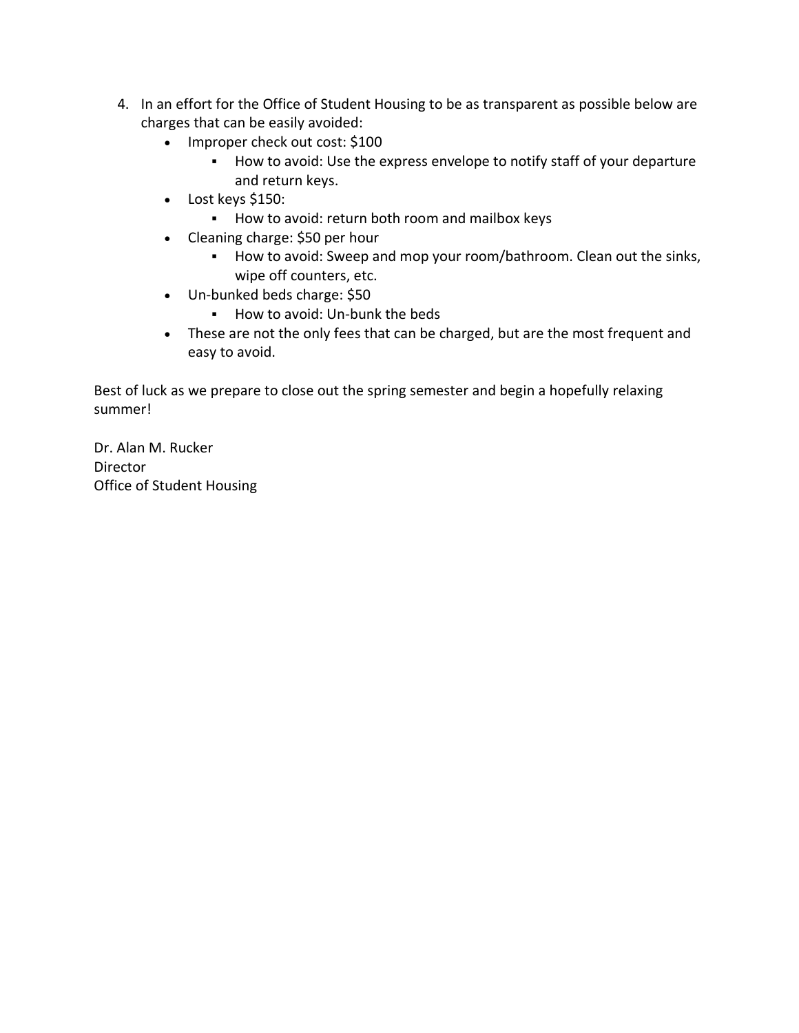4. In an effort for the Office of Student Housing to be as transparent as possible below are charges that can be easily avoided:
    - Improper check out cost: $100
        - How to avoid: Use the express envelope to notify staff of your departure and return keys.
    - Lost keys $150:
        - How to avoid: return both room and mailbox keys
    - Cleaning charge: $50 per hour
        - How to avoid: Sweep and mop your room/bathroom. Clean out the sinks, wipe off counters, etc.
    - Un-bunked beds charge: $50
        - How to avoid: Un-bunk the beds
    - These are not the only fees that can be charged, but are the most frequent and easy to avoid.

Best of luck as we prepare to close out the spring semester and begin a hopefully relaxing summer!

Dr. Alan M. Rucker
Director
Office of Student Housing